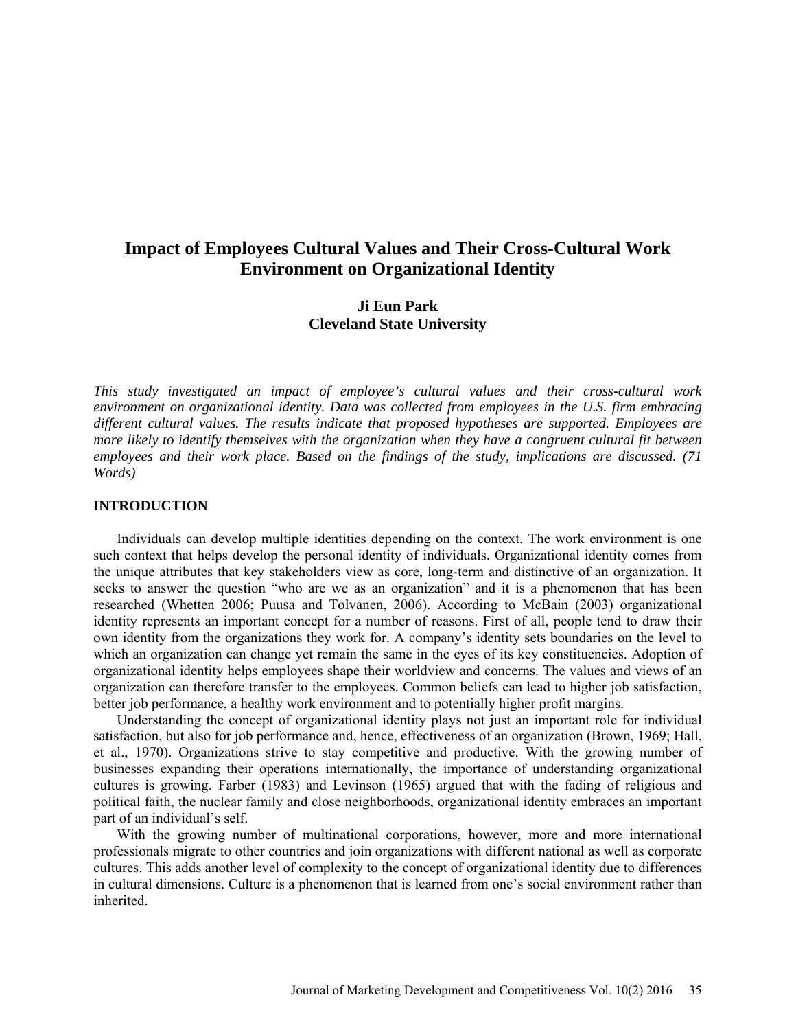# Impact of Employees Cultural Values and Their Cross-Cultural Work Environment on Organizational Identity

**Ji Eun Park**
**Cleveland State University**

*This study investigated an impact of employee's cultural values and their cross-cultural work environment on organizational identity. Data was collected from employees in the U.S. firm embracing different cultural values. The results indicate that proposed hypotheses are supported. Employees are more likely to identify themselves with the organization when they have a congruent cultural fit between employees and their work place. Based on the findings of the study, implications are discussed. (71 Words)*

## INTRODUCTION

Individuals can develop multiple identities depending on the context. The work environment is one such context that helps develop the personal identity of individuals. Organizational identity comes from the unique attributes that key stakeholders view as core, long-term and distinctive of an organization. It seeks to answer the question "who are we as an organization" and it is a phenomenon that has been researched (Whetten 2006; Puusa and Tolvanen, 2006). According to McBain (2003) organizational identity represents an important concept for a number of reasons. First of all, people tend to draw their own identity from the organizations they work for. A company's identity sets boundaries on the level to which an organization can change yet remain the same in the eyes of its key constituencies. Adoption of organizational identity helps employees shape their worldview and concerns. The values and views of an organization can therefore transfer to the employees. Common beliefs can lead to higher job satisfaction, better job performance, a healthy work environment and to potentially higher profit margins.

Understanding the concept of organizational identity plays not just an important role for individual satisfaction, but also for job performance and, hence, effectiveness of an organization (Brown, 1969; Hall, et al., 1970). Organizations strive to stay competitive and productive. With the growing number of businesses expanding their operations internationally, the importance of understanding organizational cultures is growing. Farber (1983) and Levinson (1965) argued that with the fading of religious and political faith, the nuclear family and close neighborhoods, organizational identity embraces an important part of an individual's self.

With the growing number of multinational corporations, however, more and more international professionals migrate to other countries and join organizations with different national as well as corporate cultures. This adds another level of complexity to the concept of organizational identity due to differences in cultural dimensions. Culture is a phenomenon that is learned from one's social environment rather than inherited.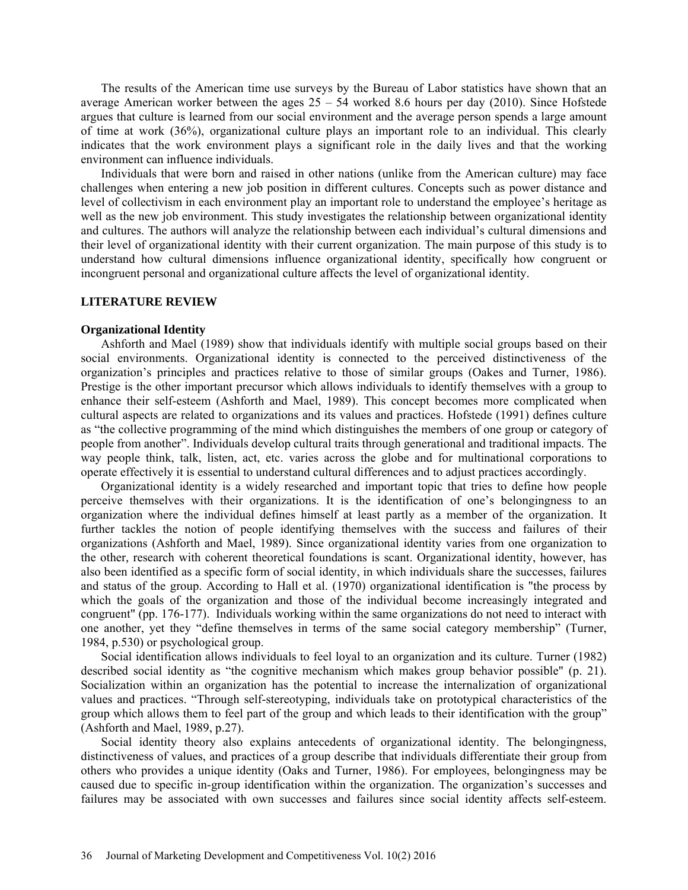The results of the American time use surveys by the Bureau of Labor statistics have shown that an average American worker between the ages 25 – 54 worked 8.6 hours per day (2010). Since Hofstede argues that culture is learned from our social environment and the average person spends a large amount of time at work (36%), organizational culture plays an important role to an individual. This clearly indicates that the work environment plays a significant role in the daily lives and that the working environment can influence individuals.

Individuals that were born and raised in other nations (unlike from the American culture) may face challenges when entering a new job position in different cultures. Concepts such as power distance and level of collectivism in each environment play an important role to understand the employee's heritage as well as the new job environment. This study investigates the relationship between organizational identity and cultures. The authors will analyze the relationship between each individual's cultural dimensions and their level of organizational identity with their current organization. The main purpose of this study is to understand how cultural dimensions influence organizational identity, specifically how congruent or incongruent personal and organizational culture affects the level of organizational identity.

## LITERATURE REVIEW

### Organizational Identity

Ashforth and Mael (1989) show that individuals identify with multiple social groups based on their social environments. Organizational identity is connected to the perceived distinctiveness of the organization's principles and practices relative to those of similar groups (Oakes and Turner, 1986). Prestige is the other important precursor which allows individuals to identify themselves with a group to enhance their self-esteem (Ashforth and Mael, 1989). This concept becomes more complicated when cultural aspects are related to organizations and its values and practices. Hofstede (1991) defines culture as "the collective programming of the mind which distinguishes the members of one group or category of people from another". Individuals develop cultural traits through generational and traditional impacts. The way people think, talk, listen, act, etc. varies across the globe and for multinational corporations to operate effectively it is essential to understand cultural differences and to adjust practices accordingly.

Organizational identity is a widely researched and important topic that tries to define how people perceive themselves with their organizations. It is the identification of one's belongingness to an organization where the individual defines himself at least partly as a member of the organization. It further tackles the notion of people identifying themselves with the success and failures of their organizations (Ashforth and Mael, 1989). Since organizational identity varies from one organization to the other, research with coherent theoretical foundations is scant. Organizational identity, however, has also been identified as a specific form of social identity, in which individuals share the successes, failures and status of the group. According to Hall et al. (1970) organizational identification is "the process by which the goals of the organization and those of the individual become increasingly integrated and congruent" (pp. 176-177). Individuals working within the same organizations do not need to interact with one another, yet they "define themselves in terms of the same social category membership" (Turner, 1984, p.530) or psychological group.

Social identification allows individuals to feel loyal to an organization and its culture. Turner (1982) described social identity as "the cognitive mechanism which makes group behavior possible" (p. 21). Socialization within an organization has the potential to increase the internalization of organizational values and practices. "Through self-stereotyping, individuals take on prototypical characteristics of the group which allows them to feel part of the group and which leads to their identification with the group" (Ashforth and Mael, 1989, p.27).

Social identity theory also explains antecedents of organizational identity. The belongingness, distinctiveness of values, and practices of a group describe that individuals differentiate their group from others who provides a unique identity (Oaks and Turner, 1986). For employees, belongingness may be caused due to specific in-group identification within the organization. The organization's successes and failures may be associated with own successes and failures since social identity affects self-esteem.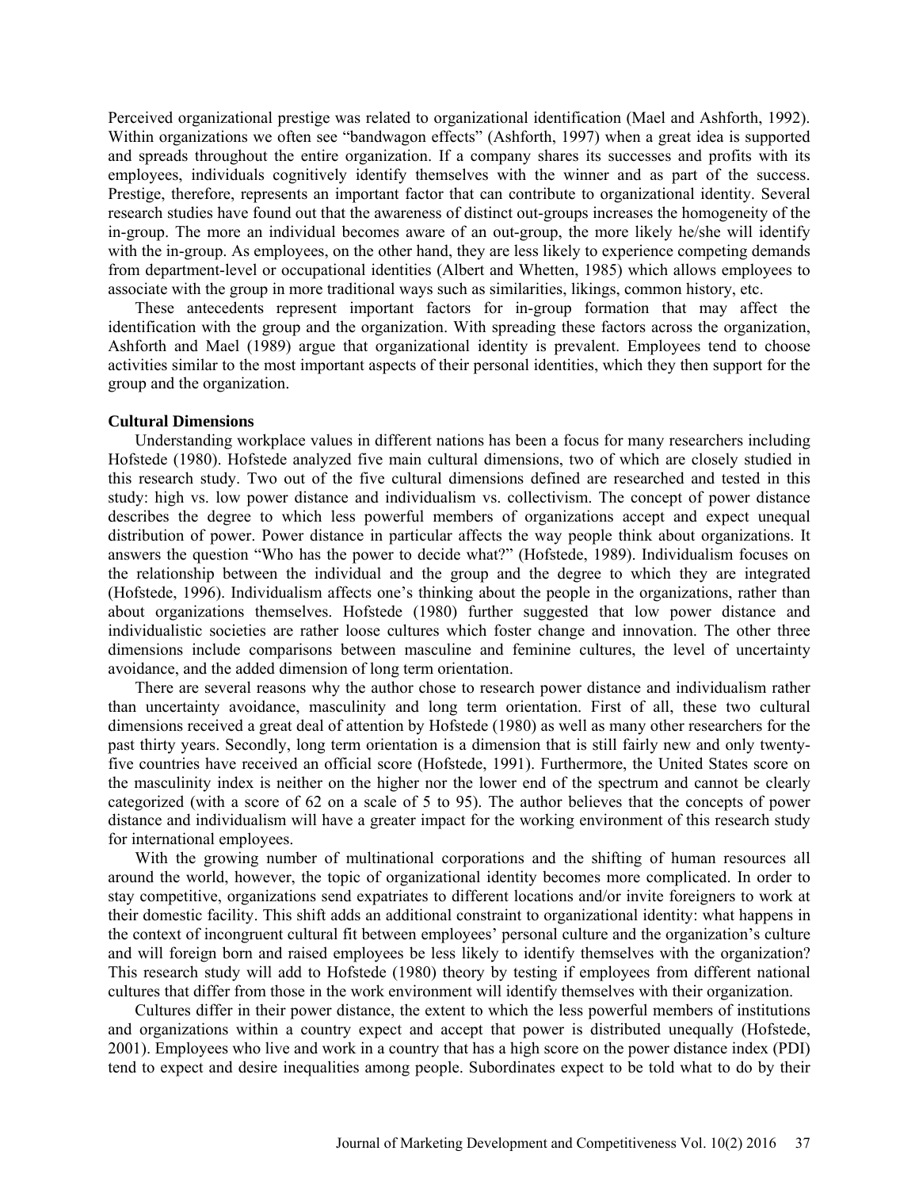Perceived organizational prestige was related to organizational identification (Mael and Ashforth, 1992). Within organizations we often see "bandwagon effects" (Ashforth, 1997) when a great idea is supported and spreads throughout the entire organization. If a company shares its successes and profits with its employees, individuals cognitively identify themselves with the winner and as part of the success. Prestige, therefore, represents an important factor that can contribute to organizational identity. Several research studies have found out that the awareness of distinct out-groups increases the homogeneity of the in-group. The more an individual becomes aware of an out-group, the more likely he/she will identify with the in-group. As employees, on the other hand, they are less likely to experience competing demands from department-level or occupational identities (Albert and Whetten, 1985) which allows employees to associate with the group in more traditional ways such as similarities, likings, common history, etc.

These antecedents represent important factors for in-group formation that may affect the identification with the group and the organization. With spreading these factors across the organization, Ashforth and Mael (1989) argue that organizational identity is prevalent. Employees tend to choose activities similar to the most important aspects of their personal identities, which they then support for the group and the organization.

**Cultural Dimensions**

Understanding workplace values in different nations has been a focus for many researchers including Hofstede (1980). Hofstede analyzed five main cultural dimensions, two of which are closely studied in this research study. Two out of the five cultural dimensions defined are researched and tested in this study: high vs. low power distance and individualism vs. collectivism. The concept of power distance describes the degree to which less powerful members of organizations accept and expect unequal distribution of power. Power distance in particular affects the way people think about organizations. It answers the question "Who has the power to decide what?" (Hofstede, 1989). Individualism focuses on the relationship between the individual and the group and the degree to which they are integrated (Hofstede, 1996). Individualism affects one's thinking about the people in the organizations, rather than about organizations themselves. Hofstede (1980) further suggested that low power distance and individualistic societies are rather loose cultures which foster change and innovation. The other three dimensions include comparisons between masculine and feminine cultures, the level of uncertainty avoidance, and the added dimension of long term orientation.

There are several reasons why the author chose to research power distance and individualism rather than uncertainty avoidance, masculinity and long term orientation. First of all, these two cultural dimensions received a great deal of attention by Hofstede (1980) as well as many other researchers for the past thirty years. Secondly, long term orientation is a dimension that is still fairly new and only twenty-five countries have received an official score (Hofstede, 1991). Furthermore, the United States score on the masculinity index is neither on the higher nor the lower end of the spectrum and cannot be clearly categorized (with a score of 62 on a scale of 5 to 95). The author believes that the concepts of power distance and individualism will have a greater impact for the working environment of this research study for international employees.

With the growing number of multinational corporations and the shifting of human resources all around the world, however, the topic of organizational identity becomes more complicated. In order to stay competitive, organizations send expatriates to different locations and/or invite foreigners to work at their domestic facility. This shift adds an additional constraint to organizational identity: what happens in the context of incongruent cultural fit between employees' personal culture and the organization's culture and will foreign born and raised employees be less likely to identify themselves with the organization? This research study will add to Hofstede (1980) theory by testing if employees from different national cultures that differ from those in the work environment will identify themselves with their organization.

Cultures differ in their power distance, the extent to which the less powerful members of institutions and organizations within a country expect and accept that power is distributed unequally (Hofstede, 2001). Employees who live and work in a country that has a high score on the power distance index (PDI) tend to expect and desire inequalities among people. Subordinates expect to be told what to do by their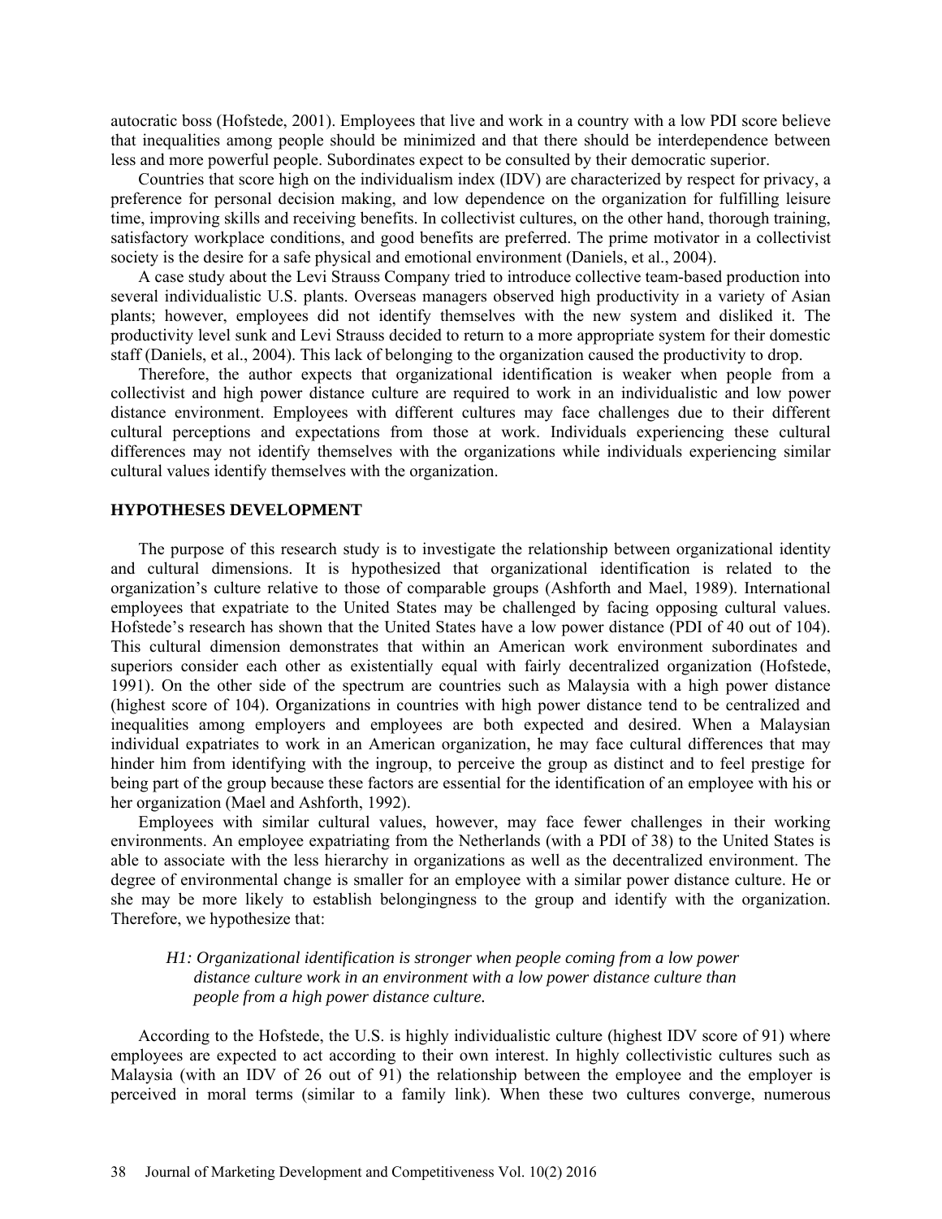autocratic boss (Hofstede, 2001). Employees that live and work in a country with a low PDI score believe that inequalities among people should be minimized and that there should be interdependence between less and more powerful people. Subordinates expect to be consulted by their democratic superior.

Countries that score high on the individualism index (IDV) are characterized by respect for privacy, a preference for personal decision making, and low dependence on the organization for fulfilling leisure time, improving skills and receiving benefits. In collectivist cultures, on the other hand, thorough training, satisfactory workplace conditions, and good benefits are preferred. The prime motivator in a collectivist society is the desire for a safe physical and emotional environment (Daniels, et al., 2004).

A case study about the Levi Strauss Company tried to introduce collective team-based production into several individualistic U.S. plants. Overseas managers observed high productivity in a variety of Asian plants; however, employees did not identify themselves with the new system and disliked it. The productivity level sunk and Levi Strauss decided to return to a more appropriate system for their domestic staff (Daniels, et al., 2004). This lack of belonging to the organization caused the productivity to drop.

Therefore, the author expects that organizational identification is weaker when people from a collectivist and high power distance culture are required to work in an individualistic and low power distance environment. Employees with different cultures may face challenges due to their different cultural perceptions and expectations from those at work. Individuals experiencing these cultural differences may not identify themselves with the organizations while individuals experiencing similar cultural values identify themselves with the organization.

## HYPOTHESES DEVELOPMENT

The purpose of this research study is to investigate the relationship between organizational identity and cultural dimensions. It is hypothesized that organizational identification is related to the organization's culture relative to those of comparable groups (Ashforth and Mael, 1989). International employees that expatriate to the United States may be challenged by facing opposing cultural values. Hofstede's research has shown that the United States have a low power distance (PDI of 40 out of 104). This cultural dimension demonstrates that within an American work environment subordinates and superiors consider each other as existentially equal with fairly decentralized organization (Hofstede, 1991). On the other side of the spectrum are countries such as Malaysia with a high power distance (highest score of 104). Organizations in countries with high power distance tend to be centralized and inequalities among employers and employees are both expected and desired. When a Malaysian individual expatriates to work in an American organization, he may face cultural differences that may hinder him from identifying with the ingroup, to perceive the group as distinct and to feel prestige for being part of the group because these factors are essential for the identification of an employee with his or her organization (Mael and Ashforth, 1992).

Employees with similar cultural values, however, may face fewer challenges in their working environments. An employee expatriating from the Netherlands (with a PDI of 38) to the United States is able to associate with the less hierarchy in organizations as well as the decentralized environment. The degree of environmental change is smaller for an employee with a similar power distance culture. He or she may be more likely to establish belongingness to the group and identify with the organization. Therefore, we hypothesize that:

> *H1: Organizational identification is stronger when people coming from a low power distance culture work in an environment with a low power distance culture than people from a high power distance culture.*

According to the Hofstede, the U.S. is highly individualistic culture (highest IDV score of 91) where employees are expected to act according to their own interest. In highly collectivistic cultures such as Malaysia (with an IDV of 26 out of 91) the relationship between the employee and the employer is perceived in moral terms (similar to a family link). When these two cultures converge, numerous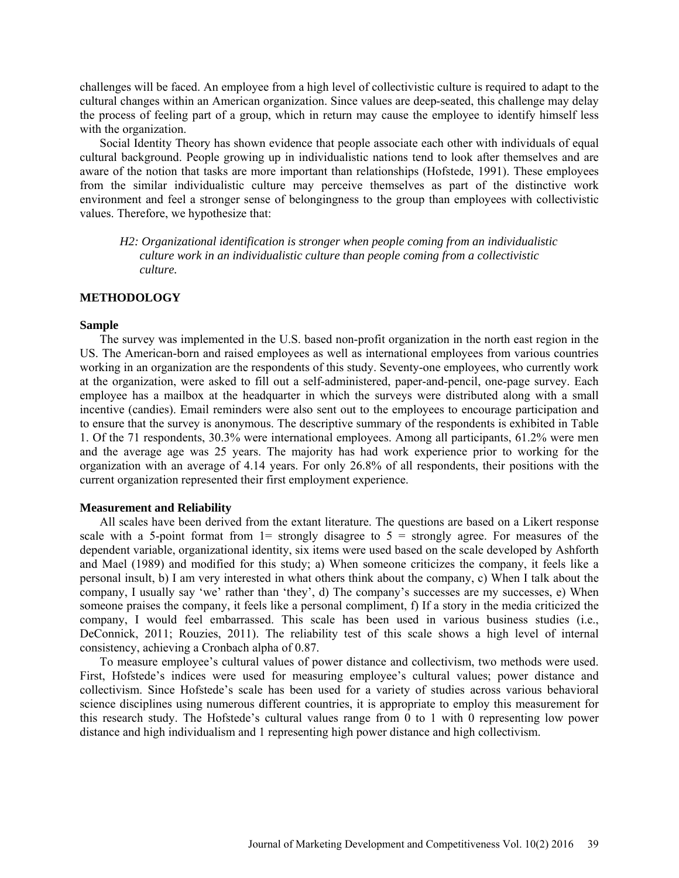challenges will be faced. An employee from a high level of collectivistic culture is required to adapt to the cultural changes within an American organization. Since values are deep-seated, this challenge may delay the process of feeling part of a group, which in return may cause the employee to identify himself less with the organization.

Social Identity Theory has shown evidence that people associate each other with individuals of equal cultural background. People growing up in individualistic nations tend to look after themselves and are aware of the notion that tasks are more important than relationships (Hofstede, 1991). These employees from the similar individualistic culture may perceive themselves as part of the distinctive work environment and feel a stronger sense of belongingness to the group than employees with collectivistic values. Therefore, we hypothesize that:

> *H2: Organizational identification is stronger when people coming from an individualistic culture work in an individualistic culture than people coming from a collectivistic culture.*

## METHODOLOGY

### Sample

The survey was implemented in the U.S. based non-profit organization in the north east region in the US. The American-born and raised employees as well as international employees from various countries working in an organization are the respondents of this study. Seventy-one employees, who currently work at the organization, were asked to fill out a self-administered, paper-and-pencil, one-page survey. Each employee has a mailbox at the headquarter in which the surveys were distributed along with a small incentive (candies). Email reminders were also sent out to the employees to encourage participation and to ensure that the survey is anonymous. The descriptive summary of the respondents is exhibited in Table 1. Of the 71 respondents, 30.3% were international employees. Among all participants, 61.2% were men and the average age was 25 years. The majority has had work experience prior to working for the organization with an average of 4.14 years. For only 26.8% of all respondents, their positions with the current organization represented their first employment experience.

### Measurement and Reliability

All scales have been derived from the extant literature. The questions are based on a Likert response scale with a 5-point format from 1= strongly disagree to 5 = strongly agree. For measures of the dependent variable, organizational identity, six items were used based on the scale developed by Ashforth and Mael (1989) and modified for this study; a) When someone criticizes the company, it feels like a personal insult, b) I am very interested in what others think about the company, c) When I talk about the company, I usually say 'we' rather than 'they', d) The company's successes are my successes, e) When someone praises the company, it feels like a personal compliment, f) If a story in the media criticized the company, I would feel embarrassed. This scale has been used in various business studies (i.e., DeConnick, 2011; Rouzies, 2011). The reliability test of this scale shows a high level of internal consistency, achieving a Cronbach alpha of 0.87.

To measure employee's cultural values of power distance and collectivism, two methods were used. First, Hofstede's indices were used for measuring employee's cultural values; power distance and collectivism. Since Hofstede's scale has been used for a variety of studies across various behavioral science disciplines using numerous different countries, it is appropriate to employ this measurement for this research study. The Hofstede's cultural values range from 0 to 1 with 0 representing low power distance and high individualism and 1 representing high power distance and high collectivism.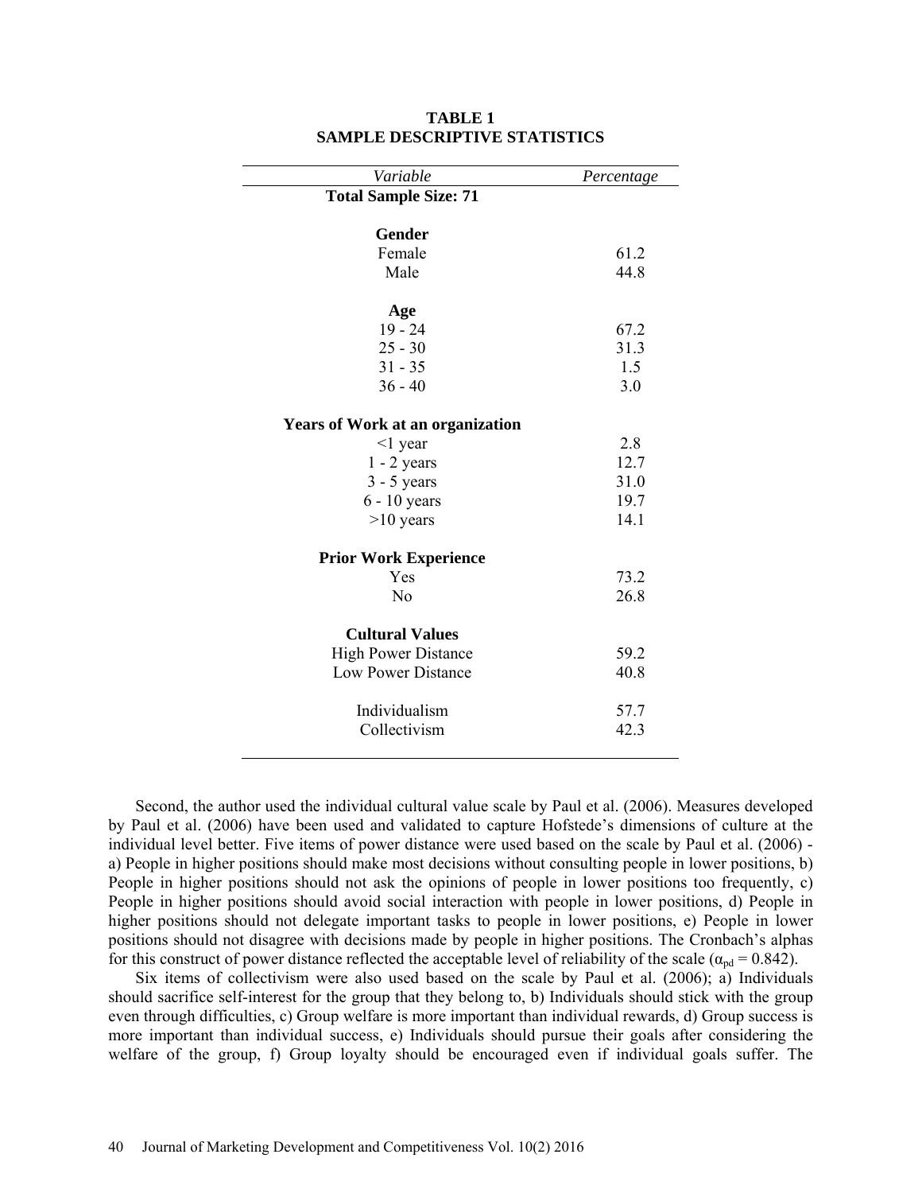**TABLE 1**
**SAMPLE DESCRIPTIVE STATISTICS**

| *Variable* | *Percentage* |
|---|---|
| **Total Sample Size: 71** | |
| | |
| **Gender** | |
| Female | 61.2 |
| Male | 44.8 |
| | |
| **Age** | |
| 19 - 24 | 67.2 |
| 25 - 30 | 31.3 |
| 31 - 35 | 1.5 |
| 36 - 40 | 3.0 |
| | |
| **Years of Work at an organization** | |
| <1 year | 2.8 |
| 1 - 2 years | 12.7 |
| 3 - 5 years | 31.0 |
| 6 - 10 years | 19.7 |
| >10 years | 14.1 |
| | |
| **Prior Work Experience** | |
| Yes | 73.2 |
| No | 26.8 |
| | |
| **Cultural Values** | |
| High Power Distance | 59.2 |
| Low Power Distance | 40.8 |
| | |
| Individualism | 57.7 |
| Collectivism | 42.3 |

Second, the author used the individual cultural value scale by Paul et al. (2006). Measures developed by Paul et al. (2006) have been used and validated to capture Hofstede's dimensions of culture at the individual level better. Five items of power distance were used based on the scale by Paul et al. (2006) - a) People in higher positions should make most decisions without consulting people in lower positions, b) People in higher positions should not ask the opinions of people in lower positions too frequently, c) People in higher positions should avoid social interaction with people in lower positions, d) People in higher positions should not delegate important tasks to people in lower positions, e) People in lower positions should not disagree with decisions made by people in higher positions. The Cronbach's alphas for this construct of power distance reflected the acceptable level of reliability of the scale ($\alpha_{pd} = 0.842$).

Six items of collectivism were also used based on the scale by Paul et al. (2006); a) Individuals should sacrifice self-interest for the group that they belong to, b) Individuals should stick with the group even through difficulties, c) Group welfare is more important than individual rewards, d) Group success is more important than individual success, e) Individuals should pursue their goals after considering the welfare of the group, f) Group loyalty should be encouraged even if individual goals suffer. The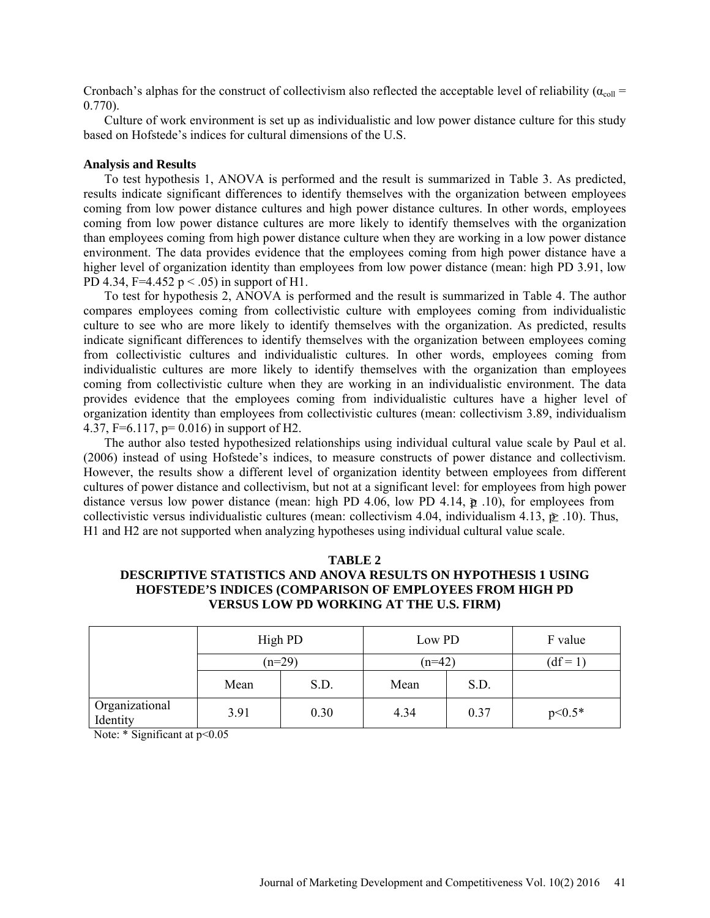Cronbach's alphas for the construct of collectivism also reflected the acceptable level of reliability ($\alpha_{coll}$ = 0.770).

Culture of work environment is set up as individualistic and low power distance culture for this study based on Hofstede's indices for cultural dimensions of the U.S.

**Analysis and Results**

To test hypothesis 1, ANOVA is performed and the result is summarized in Table 3. As predicted, results indicate significant differences to identify themselves with the organization between employees coming from low power distance cultures and high power distance cultures. In other words, employees coming from low power distance cultures are more likely to identify themselves with the organization than employees coming from high power distance culture when they are working in a low power distance environment. The data provides evidence that the employees coming from high power distance have a higher level of organization identity than employees from low power distance (mean: high PD 3.91, low PD 4.34, $F=4.452$ $p < .05$) in support of H1.

To test for hypothesis 2, ANOVA is performed and the result is summarized in Table 4. The author compares employees coming from collectivistic culture with employees coming from individualistic culture to see who are more likely to identify themselves with the organization. As predicted, results indicate significant differences to identify themselves with the organization between employees coming from collectivistic cultures and individualistic cultures. In other words, employees coming from individualistic cultures are more likely to identify themselves with the organization than employees coming from collectivistic culture when they are working in an individualistic environment. The data provides evidence that the employees coming from individualistic cultures have a higher level of organization identity than employees from collectivistic cultures (mean: collectivism 3.89, individualism 4.37, $F=6.117$, $p= 0.016$) in support of H2.

The author also tested hypothesized relationships using individual cultural value scale by Paul et al. (2006) instead of using Hofstede's indices, to measure constructs of power distance and collectivism. However, the results show a different level of organization identity between employees from different cultures of power distance and collectivism, but not at a significant level: for employees from high power distance versus low power distance (mean: high PD 4.06, low PD 4.14, $p \geq .10$), for employees from collectivistic versus individualistic cultures (mean: collectivism 4.04, individualism 4.13, $p \geq .10$). Thus, H1 and H2 are not supported when analyzing hypotheses using individual cultural value scale.

**TABLE 2**
**DESCRIPTIVE STATISTICS AND ANOVA RESULTS ON HYPOTHESIS 1 USING HOFSTEDE'S INDICES (COMPARISON OF EMPLOYEES FROM HIGH PD VERSUS LOW PD WORKING AT THE U.S. FIRM)**

| | High PD | | Low PD | | F value |
|---|---|---|---|---|---|
| | (n=29) | | (n=42) | | (df = 1) |
| | Mean | S.D. | Mean | S.D. | |
| Organizational Identity | 3.91 | 0.30 | 4.34 | 0.37 | p<0.5* |

Note: * Significant at p<0.05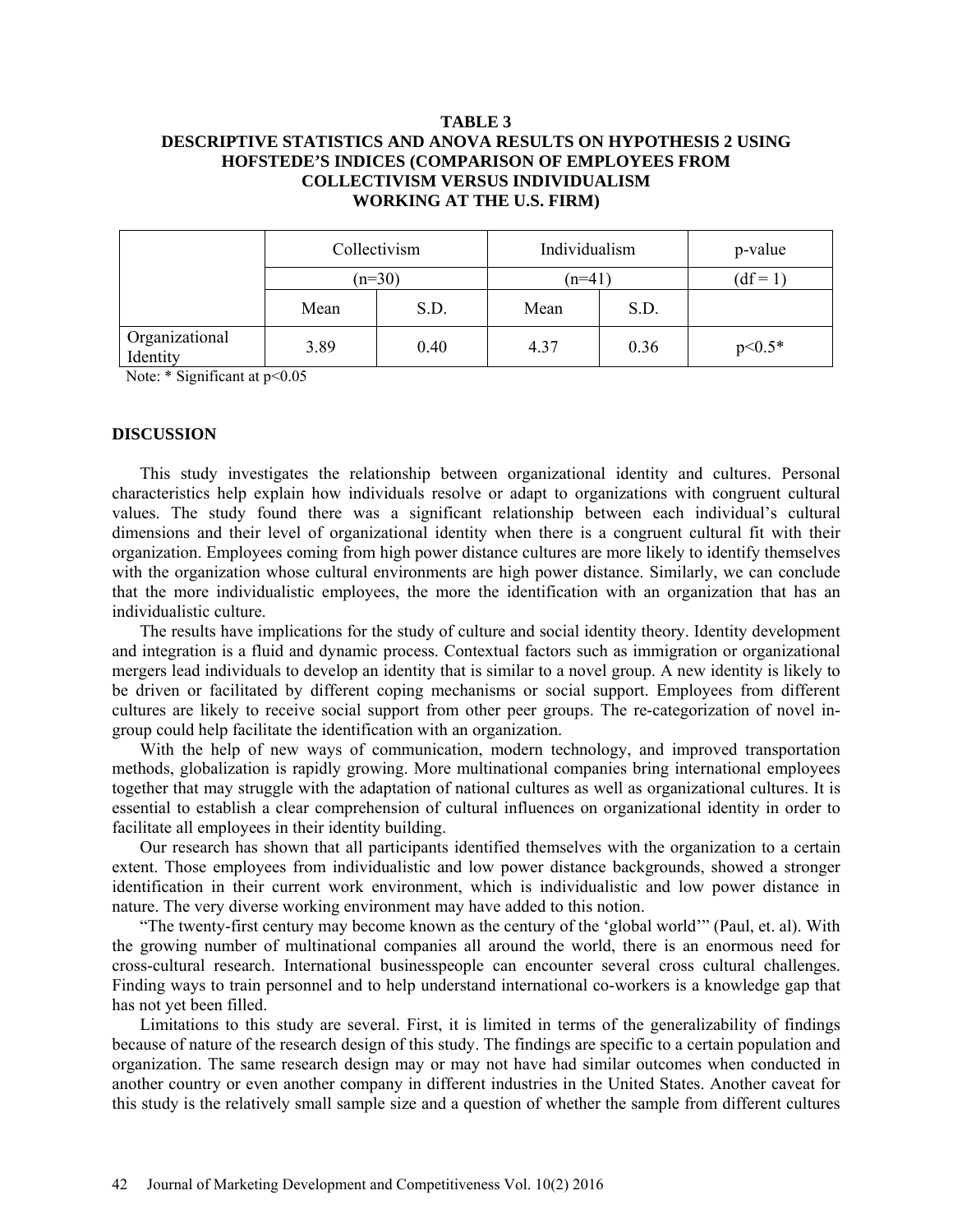**TABLE 3**
**DESCRIPTIVE STATISTICS AND ANOVA RESULTS ON HYPOTHESIS 2 USING HOFSTEDE'S INDICES (COMPARISON OF EMPLOYEES FROM COLLECTIVISM VERSUS INDIVIDUALISM WORKING AT THE U.S. FIRM)**

| | Collectivism | | Individualism | | p-value |
|---|---|---|---|---|---|
| | (n=30) | | (n=41) | | (df = 1) |
| | Mean | S.D. | Mean | S.D. | |
| Organizational Identity | 3.89 | 0.40 | 4.37 | 0.36 | $p<0.5$* |

Note: * Significant at $p<0.05$

## DISCUSSION

This study investigates the relationship between organizational identity and cultures. Personal characteristics help explain how individuals resolve or adapt to organizations with congruent cultural values. The study found there was a significant relationship between each individual's cultural dimensions and their level of organizational identity when there is a congruent cultural fit with their organization. Employees coming from high power distance cultures are more likely to identify themselves with the organization whose cultural environments are high power distance. Similarly, we can conclude that the more individualistic employees, the more the identification with an organization that has an individualistic culture.

The results have implications for the study of culture and social identity theory. Identity development and integration is a fluid and dynamic process. Contextual factors such as immigration or organizational mergers lead individuals to develop an identity that is similar to a novel group. A new identity is likely to be driven or facilitated by different coping mechanisms or social support. Employees from different cultures are likely to receive social support from other peer groups. The re-categorization of novel in-group could help facilitate the identification with an organization.

With the help of new ways of communication, modern technology, and improved transportation methods, globalization is rapidly growing. More multinational companies bring international employees together that may struggle with the adaptation of national cultures as well as organizational cultures. It is essential to establish a clear comprehension of cultural influences on organizational identity in order to facilitate all employees in their identity building.

Our research has shown that all participants identified themselves with the organization to a certain extent. Those employees from individualistic and low power distance backgrounds, showed a stronger identification in their current work environment, which is individualistic and low power distance in nature. The very diverse working environment may have added to this notion.

"The twenty-first century may become known as the century of the 'global world'" (Paul, et. al). With the growing number of multinational companies all around the world, there is an enormous need for cross-cultural research. International businesspeople can encounter several cross cultural challenges. Finding ways to train personnel and to help understand international co-workers is a knowledge gap that has not yet been filled.

Limitations to this study are several. First, it is limited in terms of the generalizability of findings because of nature of the research design of this study. The findings are specific to a certain population and organization. The same research design may or may not have had similar outcomes when conducted in another country or even another company in different industries in the United States. Another caveat for this study is the relatively small sample size and a question of whether the sample from different cultures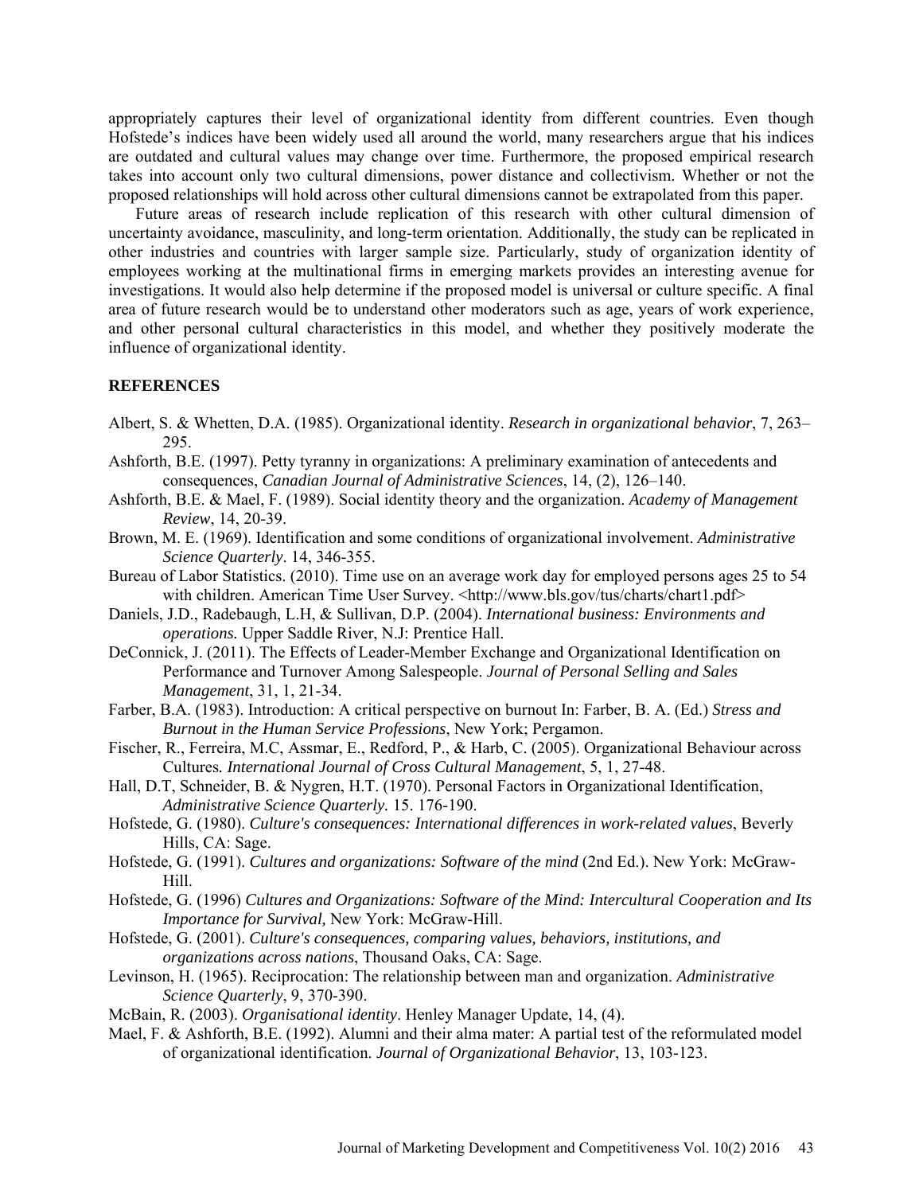appropriately captures their level of organizational identity from different countries. Even though Hofstede's indices have been widely used all around the world, many researchers argue that his indices are outdated and cultural values may change over time. Furthermore, the proposed empirical research takes into account only two cultural dimensions, power distance and collectivism. Whether or not the proposed relationships will hold across other cultural dimensions cannot be extrapolated from this paper.

Future areas of research include replication of this research with other cultural dimension of uncertainty avoidance, masculinity, and long-term orientation. Additionally, the study can be replicated in other industries and countries with larger sample size. Particularly, study of organization identity of employees working at the multinational firms in emerging markets provides an interesting avenue for investigations. It would also help determine if the proposed model is universal or culture specific. A final area of future research would be to understand other moderators such as age, years of work experience, and other personal cultural characteristics in this model, and whether they positively moderate the influence of organizational identity.

## REFERENCES

Albert, S. & Whetten, D.A. (1985). Organizational identity. *Research in organizational behavior*, 7, 263–295.

Ashforth, B.E. (1997). Petty tyranny in organizations: A preliminary examination of antecedents and consequences, *Canadian Journal of Administrative Sciences*, 14, (2), 126–140.

Ashforth, B.E. & Mael, F. (1989). Social identity theory and the organization. *Academy of Management Review*, 14, 20-39.

Brown, M. E. (1969). Identification and some conditions of organizational involvement. *Administrative Science Quarterly*. 14, 346-355.

Bureau of Labor Statistics. (2010). Time use on an average work day for employed persons ages 25 to 54 with children. American Time User Survey. <http://www.bls.gov/tus/charts/chart1.pdf>

Daniels, J.D., Radebaugh, L.H, & Sullivan, D.P. (2004). *International business: Environments and operations.* Upper Saddle River, N.J: Prentice Hall.

DeConnick, J. (2011). The Effects of Leader-Member Exchange and Organizational Identification on Performance and Turnover Among Salespeople. *Journal of Personal Selling and Sales Management*, 31, 1, 21-34.

Farber, B.A. (1983). Introduction: A critical perspective on burnout In: Farber, B. A. (Ed.) *Stress and Burnout in the Human Service Professions*, New York; Pergamon.

Fischer, R., Ferreira, M.C, Assmar, E., Redford, P., & Harb, C. (2005). Organizational Behaviour across Cultures*. International Journal of Cross Cultural Management*, 5, 1, 27-48.

Hall, D.T, Schneider, B. & Nygren, H.T. (1970). Personal Factors in Organizational Identification, *Administrative Science Quarterly.* 15. 176-190.

Hofstede, G. (1980). *Culture's consequences: International differences in work-related values*, Beverly Hills, CA: Sage.

Hofstede, G. (1991). *Cultures and organizations: Software of the mind* (2nd Ed.). New York: McGraw-Hill.

Hofstede, G. (1996) *Cultures and Organizations: Software of the Mind: Intercultural Cooperation and Its Importance for Survival,* New York: McGraw-Hill.

Hofstede, G. (2001). *Culture's consequences, comparing values, behaviors, institutions, and organizations across nations*, Thousand Oaks, CA: Sage.

Levinson, H. (1965). Reciprocation: The relationship between man and organization. *Administrative Science Quarterly*, 9, 370-390.

McBain, R. (2003). *Organisational identity*. Henley Manager Update, 14, (4).

Mael, F. & Ashforth, B.E. (1992). Alumni and their alma mater: A partial test of the reformulated model of organizational identification. *Journal of Organizational Behavior*, 13, 103-123.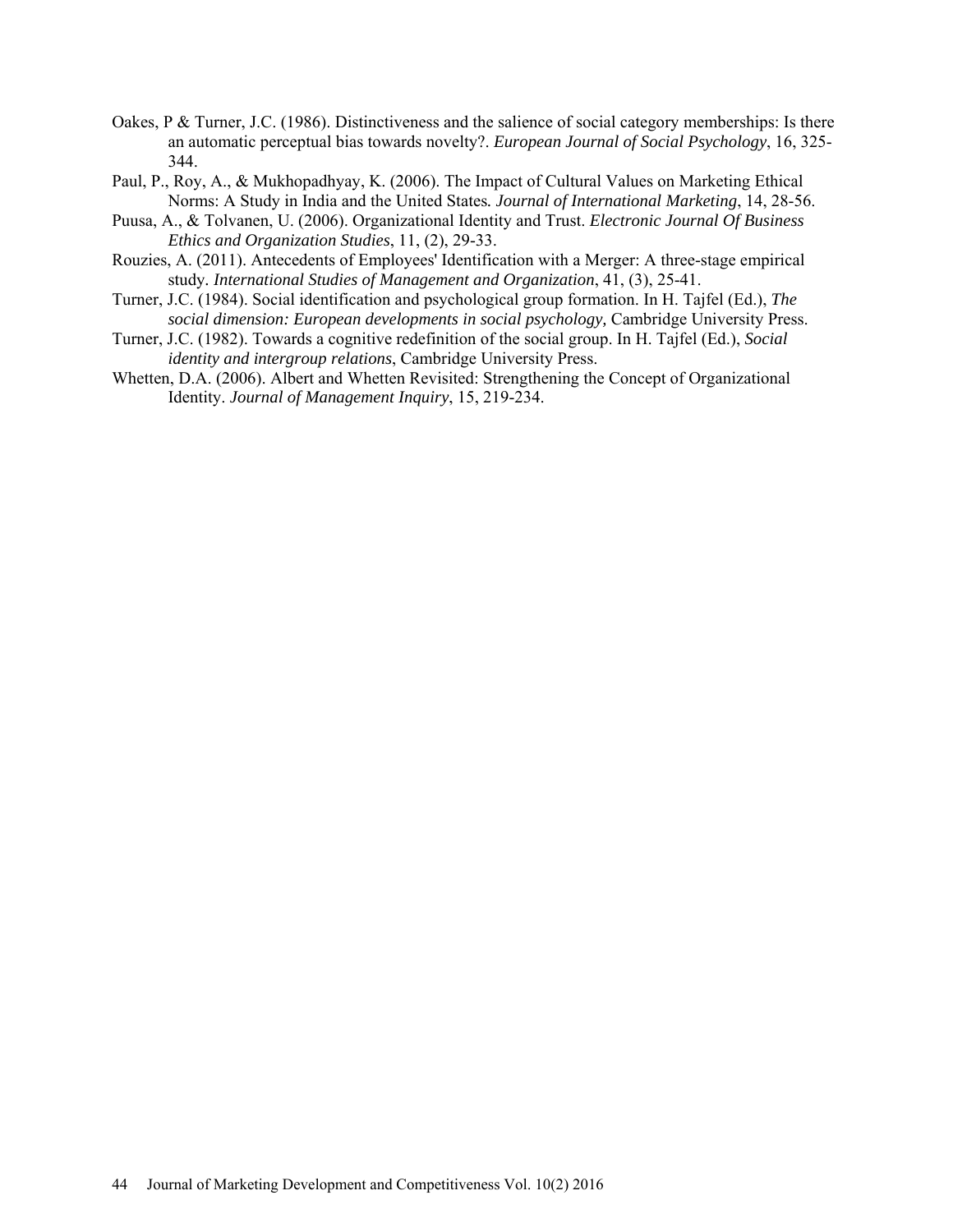Oakes, P & Turner, J.C. (1986). Distinctiveness and the salience of social category memberships: Is there an automatic perceptual bias towards novelty?. *European Journal of Social Psychology*, 16, 325-344.

Paul, P., Roy, A., & Mukhopadhyay, K. (2006). The Impact of Cultural Values on Marketing Ethical Norms: A Study in India and the United States*.* *Journal of International Marketing*, 14, 28-56.

Puusa, A., & Tolvanen, U. (2006). Organizational Identity and Trust. *Electronic Journal Of Business Ethics and Organization Studies*, 11, (2), 29-33.

Rouzies, A. (2011). Antecedents of Employees' Identification with a Merger: A three-stage empirical study. *International Studies of Management and Organization*, 41, (3), 25-41.

Turner, J.C. (1984). Social identification and psychological group formation. In H. Tajfel (Ed.), *The social dimension: European developments in social psychology,* Cambridge University Press.

Turner, J.C. (1982). Towards a cognitive redefinition of the social group. In H. Tajfel (Ed.), *Social identity and intergroup relations*, Cambridge University Press.

Whetten, D.A. (2006). Albert and Whetten Revisited: Strengthening the Concept of Organizational Identity. *Journal of Management Inquiry*, 15, 219-234.